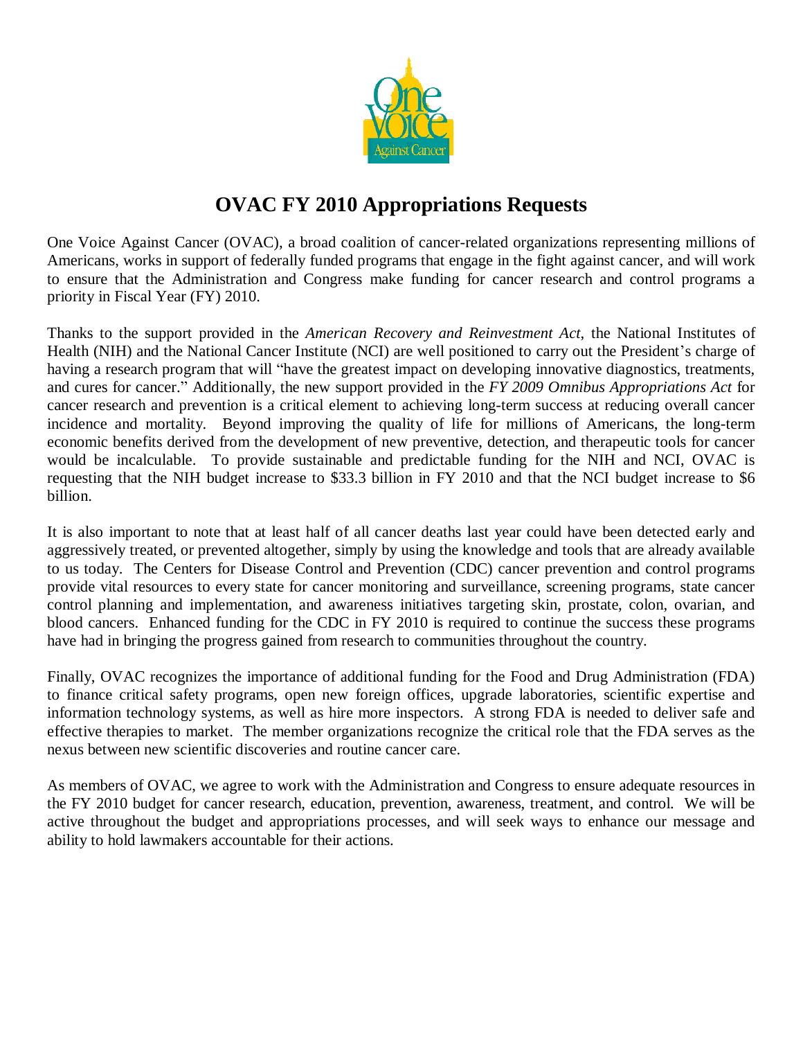# OVAC FY 2010 Appropriations Requests

One Voice Against Cancer (OVAC), a broad coalition of cancer-related organizations representing millions of Americans, works in support of federally funded programs that engage in the fight against cancer, and will work to ensure that the Administration and Congress make funding for cancer research and control programs a priority in Fiscal Year (FY) 2010.

Thanks to the support provided in the *American Recovery and Reinvestment Act*, the National Institutes of Health (NIH) and the National Cancer Institute (NCI) are well positioned to carry out the President's charge of having a research program that will "have the greatest impact on developing innovative diagnostics, treatments, and cures for cancer." Additionally, the new support provided in the *FY 2009 Omnibus Appropriations Act* for cancer research and prevention is a critical element to achieving long-term success at reducing overall cancer incidence and mortality. Beyond improving the quality of life for millions of Americans, the long-term economic benefits derived from the development of new preventive, detection, and therapeutic tools for cancer would be incalculable. To provide sustainable and predictable funding for the NIH and NCI, OVAC is requesting that the NIH budget increase to $33.3 billion in FY 2010 and that the NCI budget increase to $6 billion.

It is also important to note that at least half of all cancer deaths last year could have been detected early and aggressively treated, or prevented altogether, simply by using the knowledge and tools that are already available to us today. The Centers for Disease Control and Prevention (CDC) cancer prevention and control programs provide vital resources to every state for cancer monitoring and surveillance, screening programs, state cancer control planning and implementation, and awareness initiatives targeting skin, prostate, colon, ovarian, and blood cancers. Enhanced funding for the CDC in FY 2010 is required to continue the success these programs have had in bringing the progress gained from research to communities throughout the country.

Finally, OVAC recognizes the importance of additional funding for the Food and Drug Administration (FDA) to finance critical safety programs, open new foreign offices, upgrade laboratories, scientific expertise and information technology systems, as well as hire more inspectors. A strong FDA is needed to deliver safe and effective therapies to market. The member organizations recognize the critical role that the FDA serves as the nexus between new scientific discoveries and routine cancer care.

As members of OVAC, we agree to work with the Administration and Congress to ensure adequate resources in the FY 2010 budget for cancer research, education, prevention, awareness, treatment, and control. We will be active throughout the budget and appropriations processes, and will seek ways to enhance our message and ability to hold lawmakers accountable for their actions.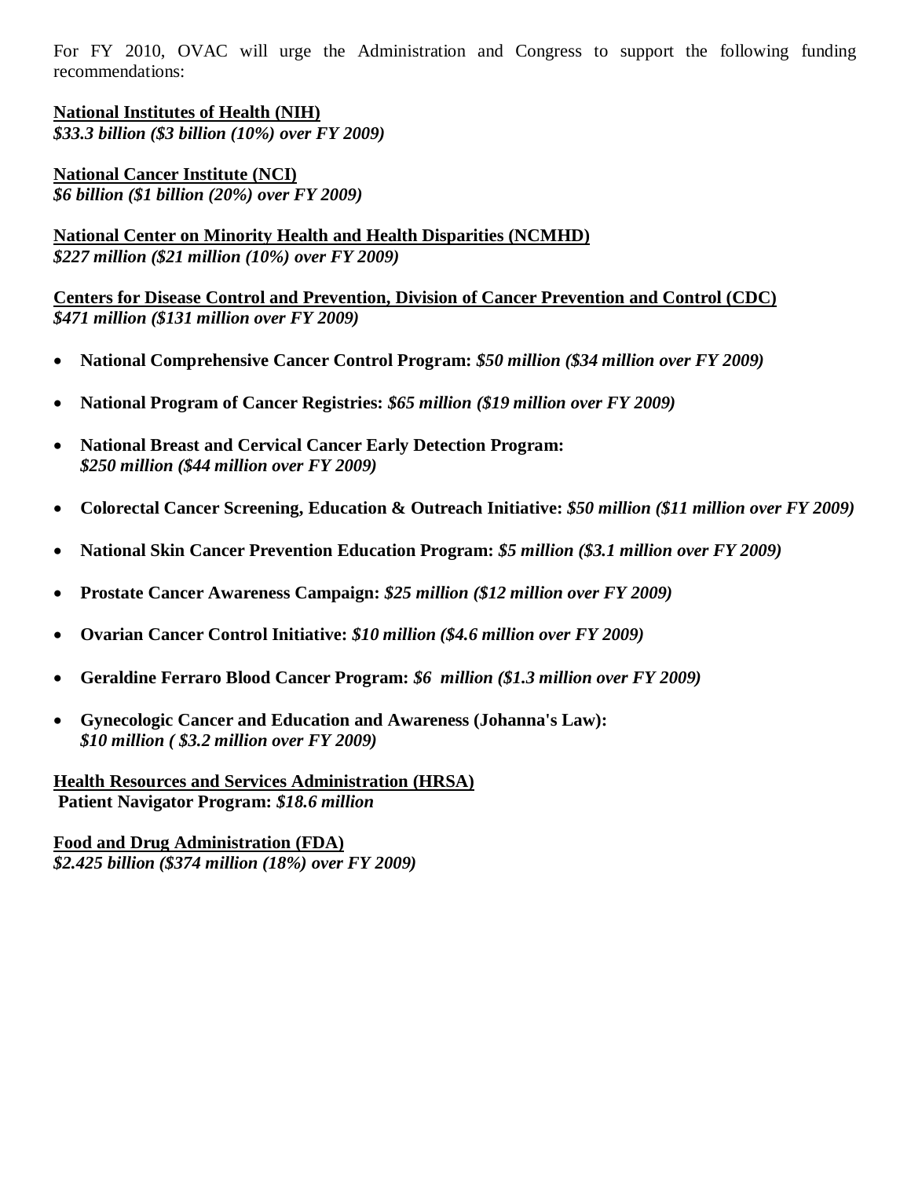For FY 2010, OVAC will urge the Administration and Congress to support the following funding recommendations:

**National Institutes of Health (NIH)**
***$33.3 billion ($3 billion (10%) over FY 2009)***

**National Cancer Institute (NCI)**
***$6 billion ($1 billion (20%) over FY 2009)***

**National Center on Minority Health and Health Disparities (NCMHD)**
***$227 million ($21 million (10%) over FY 2009)***

**Centers for Disease Control and Prevention, Division of Cancer Prevention and Control (CDC)**
***$471 million ($131 million over FY 2009)***

- **National Comprehensive Cancer Control Program:** ***$50 million ($34 million over FY 2009)***
- **National Program of Cancer Registries:** ***$65 million ($19 million over FY 2009)***
- **National Breast and Cervical Cancer Early Detection Program:** ***$250 million ($44 million over FY 2009)***
- **Colorectal Cancer Screening, Education & Outreach Initiative:** ***$50 million ($11 million over FY 2009)***
- **National Skin Cancer Prevention Education Program:** ***$5 million ($3.1 million over FY 2009)***
- **Prostate Cancer Awareness Campaign:** ***$25 million ($12 million over FY 2009)***
- **Ovarian Cancer Control Initiative:** ***$10 million ($4.6 million over FY 2009)***
- **Geraldine Ferraro Blood Cancer Program:** ***$6 million ($1.3 million over FY 2009)***
- **Gynecologic Cancer and Education and Awareness (Johanna's Law):** ***$10 million ( $3.2 million over FY 2009)***

**Health Resources and Services Administration (HRSA)**
**Patient Navigator Program:** ***$18.6 million***

**Food and Drug Administration (FDA)**
***$2.425 billion ($374 million (18%) over FY 2009)***